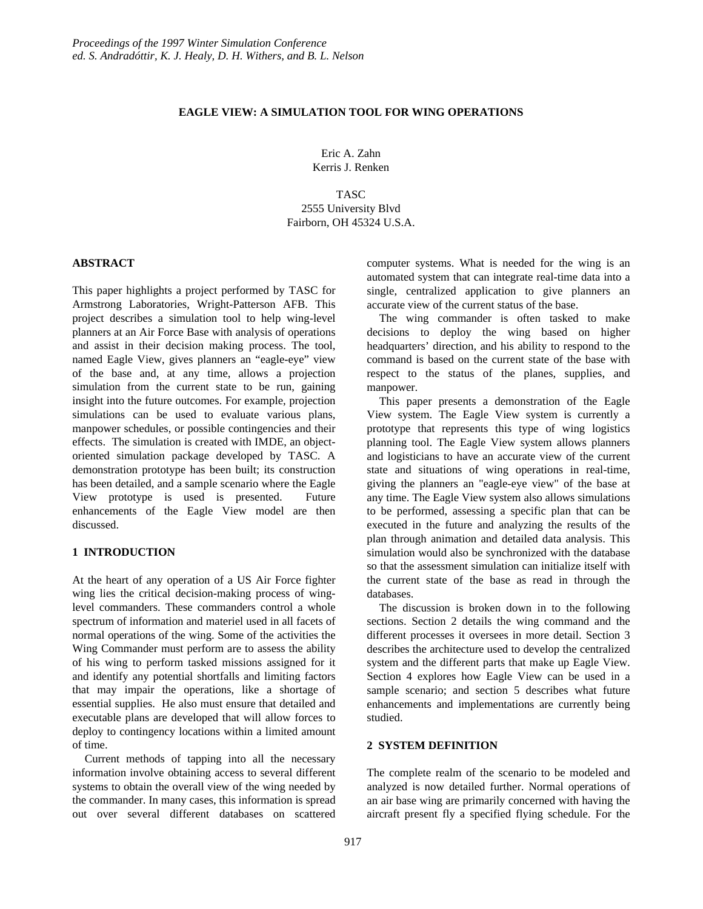*Proceedings of the 1997 Winter Simulation Conference*
*ed. S. Andradóttir, K. J. Healy, D. H. Withers, and B. L. Nelson*

# EAGLE VIEW: A SIMULATION TOOL FOR WING OPERATIONS

Eric A. Zahn
Kerris J. Renken

TASC
2555 University Blvd
Fairborn, OH 45324 U.S.A.

## ABSTRACT

This paper highlights a project performed by TASC for Armstrong Laboratories, Wright-Patterson AFB. This project describes a simulation tool to help wing-level planners at an Air Force Base with analysis of operations and assist in their decision making process. The tool, named Eagle View, gives planners an "eagle-eye" view of the base and, at any time, allows a projection simulation from the current state to be run, gaining insight into the future outcomes. For example, projection simulations can be used to evaluate various plans, manpower schedules, or possible contingencies and their effects. The simulation is created with IMDE, an object-oriented simulation package developed by TASC. A demonstration prototype has been built; its construction has been detailed, and a sample scenario where the Eagle View prototype is used is presented. Future enhancements of the Eagle View model are then discussed.

## 1 INTRODUCTION

At the heart of any operation of a US Air Force fighter wing lies the critical decision-making process of wing-level commanders. These commanders control a whole spectrum of information and materiel used in all facets of normal operations of the wing. Some of the activities the Wing Commander must perform are to assess the ability of his wing to perform tasked missions assigned for it and identify any potential shortfalls and limiting factors that may impair the operations, like a shortage of essential supplies. He also must ensure that detailed and executable plans are developed that will allow forces to deploy to contingency locations within a limited amount of time.

Current methods of tapping into all the necessary information involve obtaining access to several different systems to obtain the overall view of the wing needed by the commander. In many cases, this information is spread out over several different databases on scattered computer systems. What is needed for the wing is an automated system that can integrate real-time data into a single, centralized application to give planners an accurate view of the current status of the base.

The wing commander is often tasked to make decisions to deploy the wing based on higher headquarters' direction, and his ability to respond to the command is based on the current state of the base with respect to the status of the planes, supplies, and manpower.

This paper presents a demonstration of the Eagle View system. The Eagle View system is currently a prototype that represents this type of wing logistics planning tool. The Eagle View system allows planners and logisticians to have an accurate view of the current state and situations of wing operations in real-time, giving the planners an "eagle-eye view" of the base at any time. The Eagle View system also allows simulations to be performed, assessing a specific plan that can be executed in the future and analyzing the results of the plan through animation and detailed data analysis. This simulation would also be synchronized with the database so that the assessment simulation can initialize itself with the current state of the base as read in through the databases.

The discussion is broken down in to the following sections. Section 2 details the wing command and the different processes it oversees in more detail. Section 3 describes the architecture used to develop the centralized system and the different parts that make up Eagle View. Section 4 explores how Eagle View can be used in a sample scenario; and section 5 describes what future enhancements and implementations are currently being studied.

## 2 SYSTEM DEFINITION

The complete realm of the scenario to be modeled and analyzed is now detailed further. Normal operations of an air base wing are primarily concerned with having the aircraft present fly a specified flying schedule. For the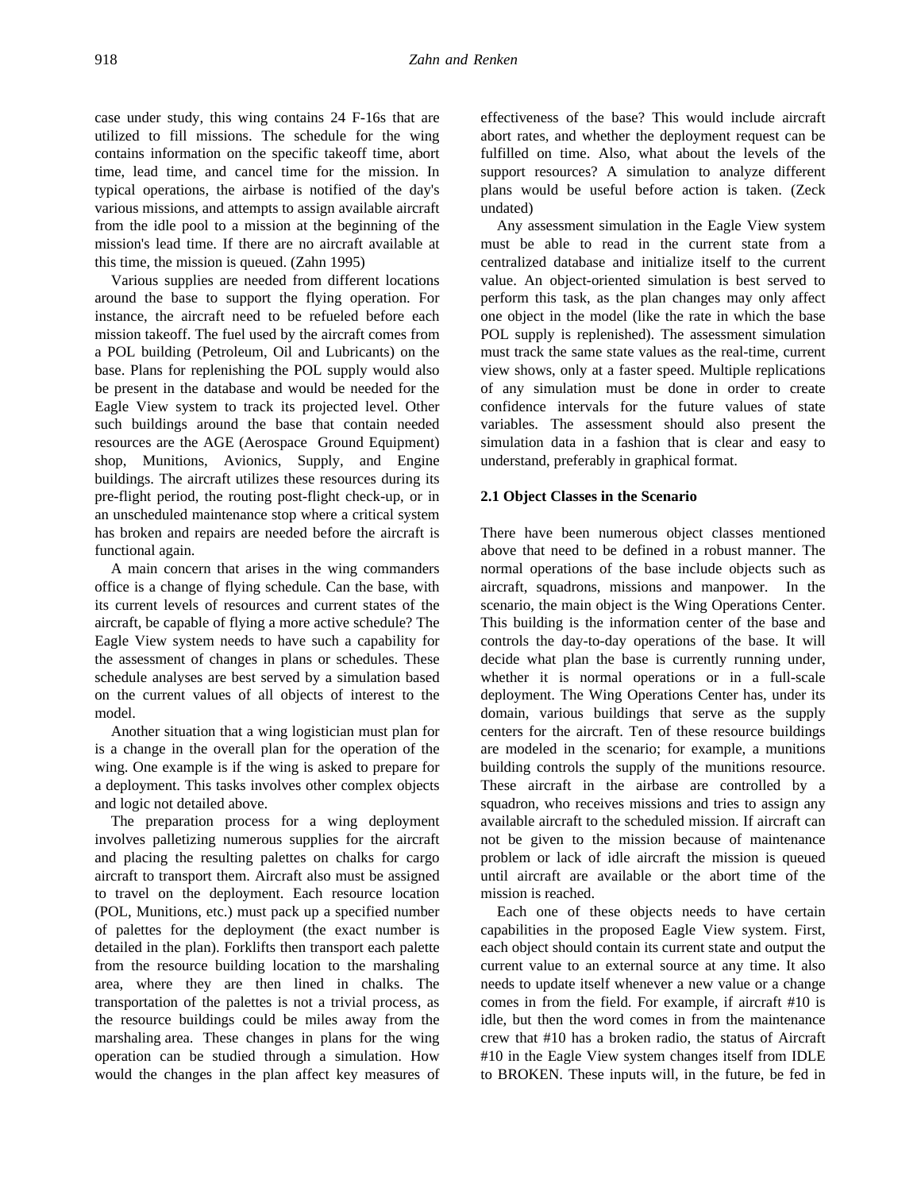case under study, this wing contains 24 F-16s that are utilized to fill missions. The schedule for the wing contains information on the specific takeoff time, abort time, lead time, and cancel time for the mission. In typical operations, the airbase is notified of the day's various missions, and attempts to assign available aircraft from the idle pool to a mission at the beginning of the mission's lead time. If there are no aircraft available at this time, the mission is queued. (Zahn 1995)

Various supplies are needed from different locations around the base to support the flying operation. For instance, the aircraft need to be refueled before each mission takeoff. The fuel used by the aircraft comes from a POL building (Petroleum, Oil and Lubricants) on the base. Plans for replenishing the POL supply would also be present in the database and would be needed for the Eagle View system to track its projected level. Other such buildings around the base that contain needed resources are the AGE (Aerospace Ground Equipment) shop, Munitions, Avionics, Supply, and Engine buildings. The aircraft utilizes these resources during its pre-flight period, the routing post-flight check-up, or in an unscheduled maintenance stop where a critical system has broken and repairs are needed before the aircraft is functional again.

A main concern that arises in the wing commanders office is a change of flying schedule. Can the base, with its current levels of resources and current states of the aircraft, be capable of flying a more active schedule? The Eagle View system needs to have such a capability for the assessment of changes in plans or schedules. These schedule analyses are best served by a simulation based on the current values of all objects of interest to the model.

Another situation that a wing logistician must plan for is a change in the overall plan for the operation of the wing. One example is if the wing is asked to prepare for a deployment. This tasks involves other complex objects and logic not detailed above.

The preparation process for a wing deployment involves palletizing numerous supplies for the aircraft and placing the resulting palettes on chalks for cargo aircraft to transport them. Aircraft also must be assigned to travel on the deployment. Each resource location (POL, Munitions, etc.) must pack up a specified number of palettes for the deployment (the exact number is detailed in the plan). Forklifts then transport each palette from the resource building location to the marshaling area, where they are then lined in chalks. The transportation of the palettes is not a trivial process, as the resource buildings could be miles away from the marshaling area. These changes in plans for the wing operation can be studied through a simulation. How would the changes in the plan affect key measures of effectiveness of the base? This would include aircraft abort rates, and whether the deployment request can be fulfilled on time. Also, what about the levels of the support resources? A simulation to analyze different plans would be useful before action is taken. (Zeck undated)

Any assessment simulation in the Eagle View system must be able to read in the current state from a centralized database and initialize itself to the current value. An object-oriented simulation is best served to perform this task, as the plan changes may only affect one object in the model (like the rate in which the base POL supply is replenished). The assessment simulation must track the same state values as the real-time, current view shows, only at a faster speed. Multiple replications of any simulation must be done in order to create confidence intervals for the future values of state variables. The assessment should also present the simulation data in a fashion that is clear and easy to understand, preferably in graphical format.

## 2.1 Object Classes in the Scenario

There have been numerous object classes mentioned above that need to be defined in a robust manner. The normal operations of the base include objects such as aircraft, squadrons, missions and manpower. In the scenario, the main object is the Wing Operations Center. This building is the information center of the base and controls the day-to-day operations of the base. It will decide what plan the base is currently running under, whether it is normal operations or in a full-scale deployment. The Wing Operations Center has, under its domain, various buildings that serve as the supply centers for the aircraft. Ten of these resource buildings are modeled in the scenario; for example, a munitions building controls the supply of the munitions resource. These aircraft in the airbase are controlled by a squadron, who receives missions and tries to assign any available aircraft to the scheduled mission. If aircraft can not be given to the mission because of maintenance problem or lack of idle aircraft the mission is queued until aircraft are available or the abort time of the mission is reached.

Each one of these objects needs to have certain capabilities in the proposed Eagle View system. First, each object should contain its current state and output the current value to an external source at any time. It also needs to update itself whenever a new value or a change comes in from the field. For example, if aircraft #10 is idle, but then the word comes in from the maintenance crew that #10 has a broken radio, the status of Aircraft #10 in the Eagle View system changes itself from IDLE to BROKEN. These inputs will, in the future, be fed in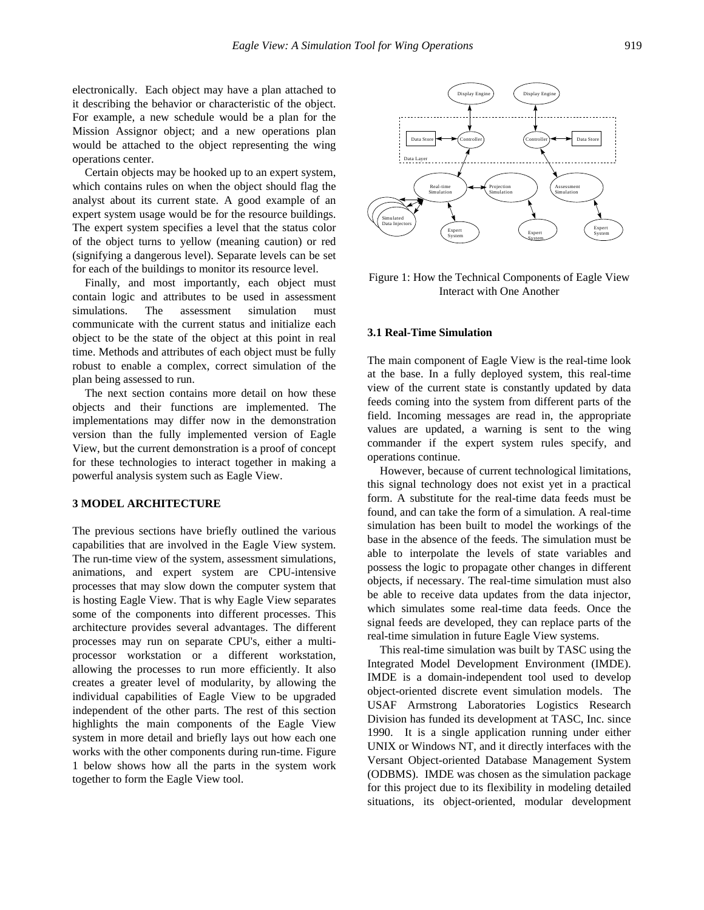electronically. Each object may have a plan attached to it describing the behavior or characteristic of the object. For example, a new schedule would be a plan for the Mission Assignor object; and a new operations plan would be attached to the object representing the wing operations center.

Certain objects may be hooked up to an expert system, which contains rules on when the object should flag the analyst about its current state. A good example of an expert system usage would be for the resource buildings. The expert system specifies a level that the status color of the object turns to yellow (meaning caution) or red (signifying a dangerous level). Separate levels can be set for each of the buildings to monitor its resource level.

Finally, and most importantly, each object must contain logic and attributes to be used in assessment simulations. The assessment simulation must communicate with the current status and initialize each object to be the state of the object at this point in real time. Methods and attributes of each object must be fully robust to enable a complex, correct simulation of the plan being assessed to run.

The next section contains more detail on how these objects and their functions are implemented. The implementations may differ now in the demonstration version than the fully implemented version of Eagle View, but the current demonstration is a proof of concept for these technologies to interact together in making a powerful analysis system such as Eagle View.

## 3 MODEL ARCHITECTURE

The previous sections have briefly outlined the various capabilities that are involved in the Eagle View system. The run-time view of the system, assessment simulations, animations, and expert system are CPU-intensive processes that may slow down the computer system that is hosting Eagle View. That is why Eagle View separates some of the components into different processes. This architecture provides several advantages. The different processes may run on separate CPU's, either a multi-processor workstation or a different workstation, allowing the processes to run more efficiently. It also creates a greater level of modularity, by allowing the individual capabilities of Eagle View to be upgraded independent of the other parts. The rest of this section highlights the main components of the Eagle View system in more detail and briefly lays out how each one works with the other components during run-time. Figure 1 below shows how all the parts in the system work together to form the Eagle View tool.

Figure 1: How the Technical Components of Eagle View Interact with One Another

### 3.1 Real-Time Simulation

The main component of Eagle View is the real-time look at the base. In a fully deployed system, this real-time view of the current state is constantly updated by data feeds coming into the system from different parts of the field. Incoming messages are read in, the appropriate values are updated, a warning is sent to the wing commander if the expert system rules specify, and operations continue.

However, because of current technological limitations, this signal technology does not exist yet in a practical form. A substitute for the real-time data feeds must be found, and can take the form of a simulation. A real-time simulation has been built to model the workings of the base in the absence of the feeds. The simulation must be able to interpolate the levels of state variables and possess the logic to propagate other changes in different objects, if necessary. The real-time simulation must also be able to receive data updates from the data injector, which simulates some real-time data feeds. Once the signal feeds are developed, they can replace parts of the real-time simulation in future Eagle View systems.

This real-time simulation was built by TASC using the Integrated Model Development Environment (IMDE). IMDE is a domain-independent tool used to develop object-oriented discrete event simulation models. The USAF Armstrong Laboratories Logistics Research Division has funded its development at TASC, Inc. since 1990. It is a single application running under either UNIX or Windows NT, and it directly interfaces with the Versant Object-oriented Database Management System (ODBMS). IMDE was chosen as the simulation package for this project due to its flexibility in modeling detailed situations, its object-oriented, modular development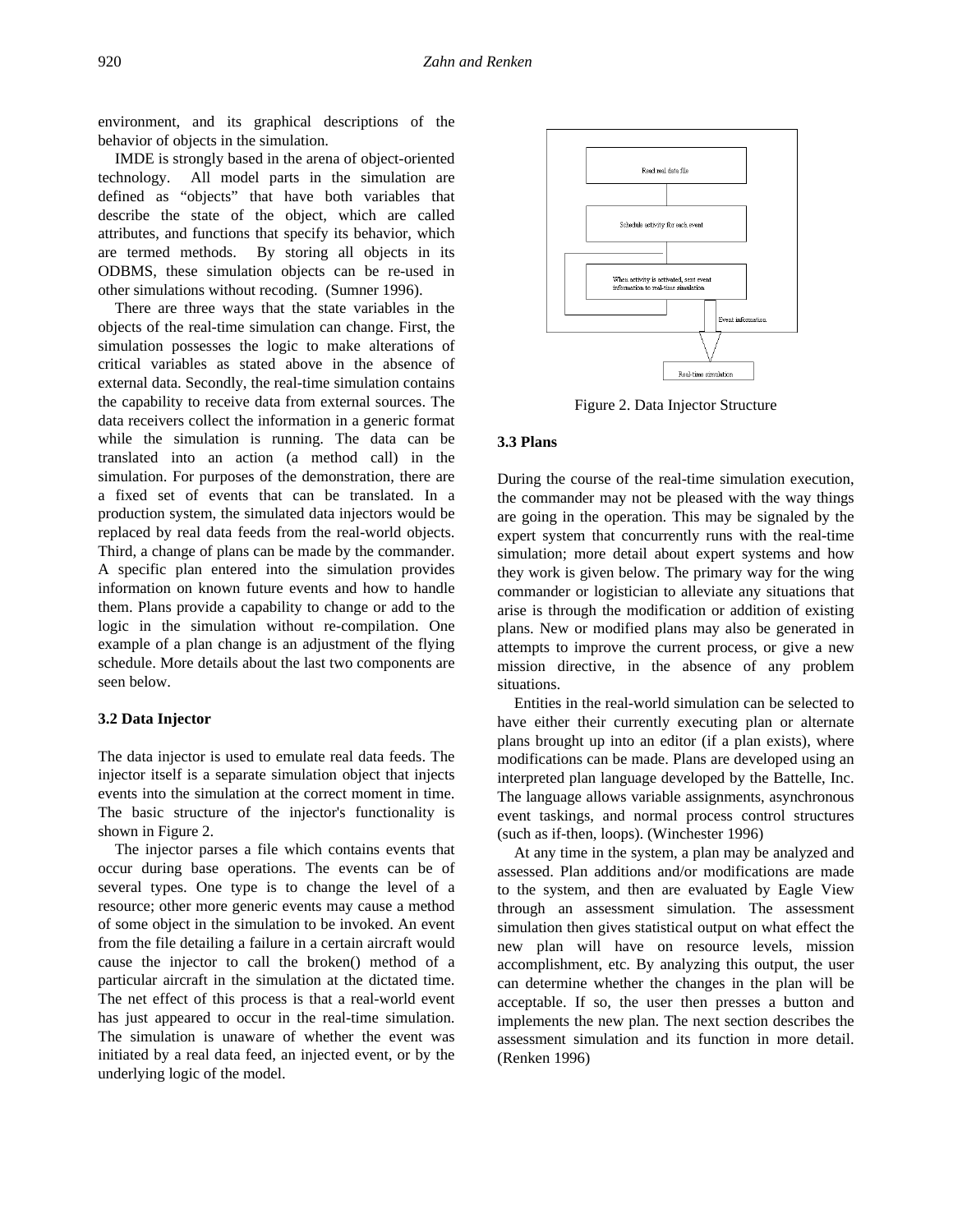environment, and its graphical descriptions of the behavior of objects in the simulation.

IMDE is strongly based in the arena of object-oriented technology. All model parts in the simulation are defined as “objects” that have both variables that describe the state of the object, which are called attributes, and functions that specify its behavior, which are termed methods. By storing all objects in its ODBMS, these simulation objects can be re-used in other simulations without recoding. (Sumner 1996).

There are three ways that the state variables in the objects of the real-time simulation can change. First, the simulation possesses the logic to make alterations of critical variables as stated above in the absence of external data. Secondly, the real-time simulation contains the capability to receive data from external sources. The data receivers collect the information in a generic format while the simulation is running. The data can be translated into an action (a method call) in the simulation. For purposes of the demonstration, there are a fixed set of events that can be translated. In a production system, the simulated data injectors would be replaced by real data feeds from the real-world objects. Third, a change of plans can be made by the commander. A specific plan entered into the simulation provides information on known future events and how to handle them. Plans provide a capability to change or add to the logic in the simulation without re-compilation. One example of a plan change is an adjustment of the flying schedule. More details about the last two components are seen below.

### 3.2 Data Injector

The data injector is used to emulate real data feeds. The injector itself is a separate simulation object that injects events into the simulation at the correct moment in time. The basic structure of the injector's functionality is shown in Figure 2.

The injector parses a file which contains events that occur during base operations. The events can be of several types. One type is to change the level of a resource; other more generic events may cause a method of some object in the simulation to be invoked. An event from the file detailing a failure in a certain aircraft would cause the injector to call the broken() method of a particular aircraft in the simulation at the dictated time. The net effect of this process is that a real-world event has just appeared to occur in the real-time simulation. The simulation is unaware of whether the event was initiated by a real data feed, an injected event, or by the underlying logic of the model.

Read real data file

Schedule activity for each event

When activity is activated, sent event information to real-time simulation

Event information

Real-time simulation

Figure 2. Data Injector Structure

### 3.3 Plans

During the course of the real-time simulation execution, the commander may not be pleased with the way things are going in the operation. This may be signaled by the expert system that concurrently runs with the real-time simulation; more detail about expert systems and how they work is given below. The primary way for the wing commander or logistician to alleviate any situations that arise is through the modification or addition of existing plans. New or modified plans may also be generated in attempts to improve the current process, or give a new mission directive, in the absence of any problem situations.

Entities in the real-world simulation can be selected to have either their currently executing plan or alternate plans brought up into an editor (if a plan exists), where modifications can be made. Plans are developed using an interpreted plan language developed by the Battelle, Inc. The language allows variable assignments, asynchronous event taskings, and normal process control structures (such as if-then, loops). (Winchester 1996)

At any time in the system, a plan may be analyzed and assessed. Plan additions and/or modifications are made to the system, and then are evaluated by Eagle View through an assessment simulation. The assessment simulation then gives statistical output on what effect the new plan will have on resource levels, mission accomplishment, etc. By analyzing this output, the user can determine whether the changes in the plan will be acceptable. If so, the user then presses a button and implements the new plan. The next section describes the assessment simulation and its function in more detail. (Renken 1996)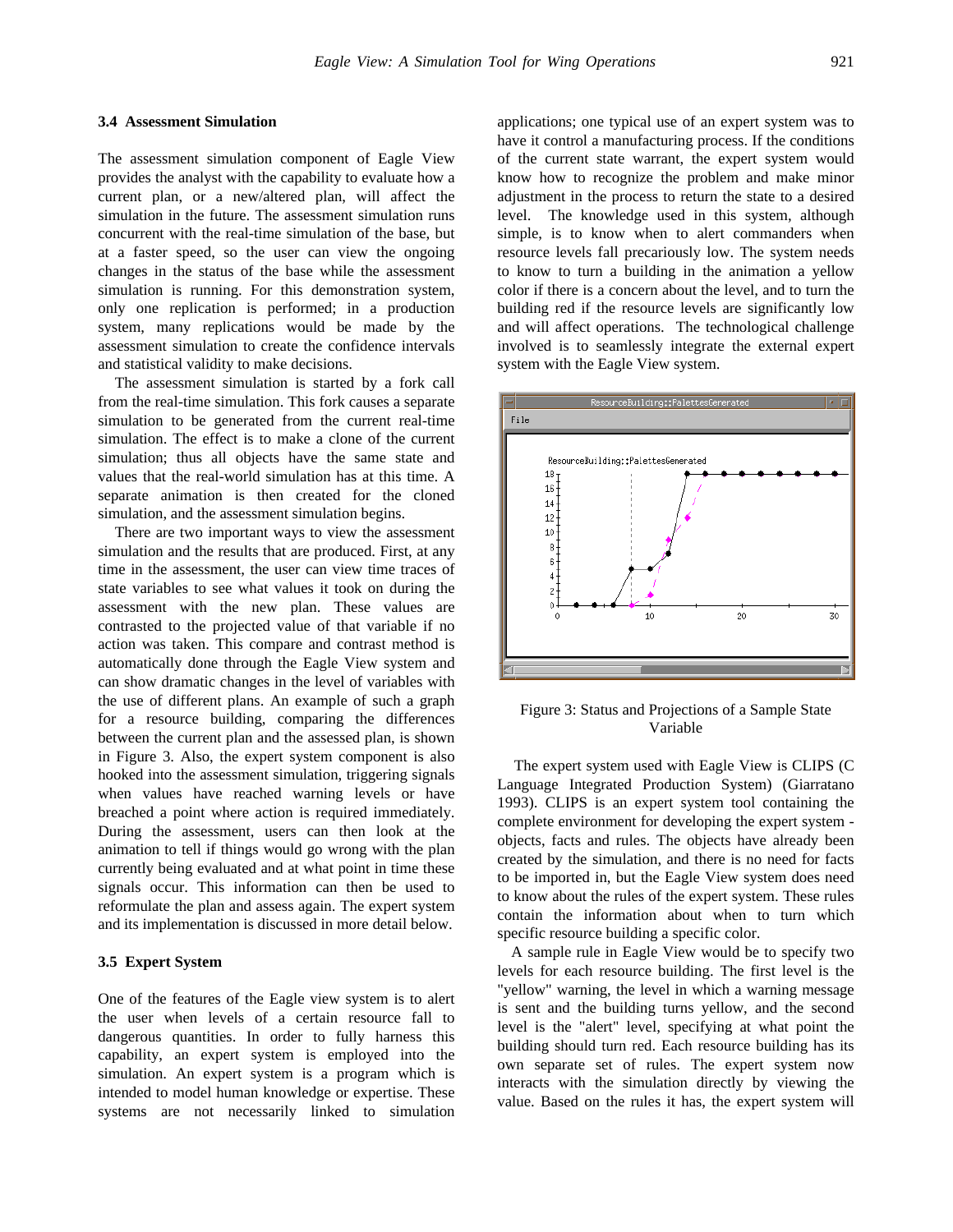### 3.4 Assessment Simulation

The assessment simulation component of Eagle View provides the analyst with the capability to evaluate how a current plan, or a new/altered plan, will affect the simulation in the future. The assessment simulation runs concurrent with the real-time simulation of the base, but at a faster speed, so the user can view the ongoing changes in the status of the base while the assessment simulation is running. For this demonstration system, only one replication is performed; in a production system, many replications would be made by the assessment simulation to create the confidence intervals and statistical validity to make decisions.

The assessment simulation is started by a fork call from the real-time simulation. This fork causes a separate simulation to be generated from the current real-time simulation. The effect is to make a clone of the current simulation; thus all objects have the same state and values that the real-world simulation has at this time. A separate animation is then created for the cloned simulation, and the assessment simulation begins.

There are two important ways to view the assessment simulation and the results that are produced. First, at any time in the assessment, the user can view time traces of state variables to see what values it took on during the assessment with the new plan. These values are contrasted to the projected value of that variable if no action was taken. This compare and contrast method is automatically done through the Eagle View system and can show dramatic changes in the level of variables with the use of different plans. An example of such a graph for a resource building, comparing the differences between the current plan and the assessed plan, is shown in Figure 3. Also, the expert system component is also hooked into the assessment simulation, triggering signals when values have reached warning levels or have breached a point where action is required immediately. During the assessment, users can then look at the animation to tell if things would go wrong with the plan currently being evaluated and at what point in time these signals occur. This information can then be used to reformulate the plan and assess again. The expert system and its implementation is discussed in more detail below.

### 3.5 Expert System

One of the features of the Eagle view system is to alert the user when levels of a certain resource fall to dangerous quantities. In order to fully harness this capability, an expert system is employed into the simulation. An expert system is a program which is intended to model human knowledge or expertise. These systems are not necessarily linked to simulation applications; one typical use of an expert system was to have it control a manufacturing process. If the conditions of the current state warrant, the expert system would know how to recognize the problem and make minor adjustment in the process to return the state to a desired level. The knowledge used in this system, although simple, is to know when to alert commanders when resource levels fall precariously low. The system needs to know to turn a building in the animation a yellow color if there is a concern about the level, and to turn the building red if the resource levels are significantly low and will affect operations. The technological challenge involved is to seamlessly integrate the external expert system with the Eagle View system.

Figure 3: Status and Projections of a Sample State Variable

The expert system used with Eagle View is CLIPS (C Language Integrated Production System) (Giarratano 1993). CLIPS is an expert system tool containing the complete environment for developing the expert system - objects, facts and rules. The objects have already been created by the simulation, and there is no need for facts to be imported in, but the Eagle View system does need to know about the rules of the expert system. These rules contain the information about when to turn which specific resource building a specific color.

A sample rule in Eagle View would be to specify two levels for each resource building. The first level is the "yellow" warning, the level in which a warning message is sent and the building turns yellow, and the second level is the "alert" level, specifying at what point the building should turn red. Each resource building has its own separate set of rules. The expert system now interacts with the simulation directly by viewing the value. Based on the rules it has, the expert system will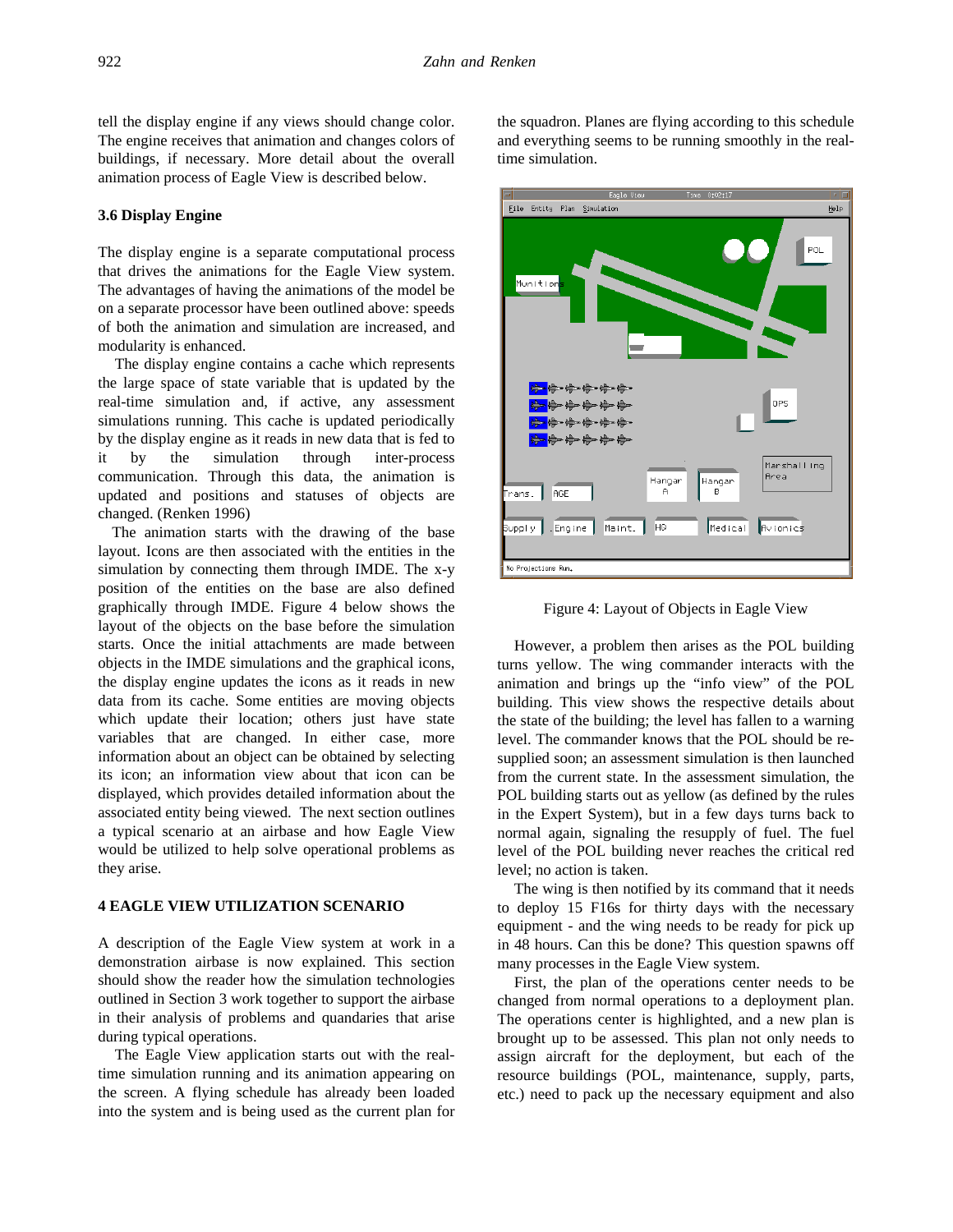tell the display engine if any views should change color. The engine receives that animation and changes colors of buildings, if necessary. More detail about the overall animation process of Eagle View is described below.

### 3.6 Display Engine

The display engine is a separate computational process that drives the animations for the Eagle View system. The advantages of having the animations of the model be on a separate processor have been outlined above: speeds of both the animation and simulation are increased, and modularity is enhanced.

The display engine contains a cache which represents the large space of state variable that is updated by the real-time simulation and, if active, any assessment simulations running. This cache is updated periodically by the display engine as it reads in new data that is fed to it by the simulation through inter-process communication. Through this data, the animation is updated and positions and statuses of objects are changed. (Renken 1996)

The animation starts with the drawing of the base layout. Icons are then associated with the entities in the simulation by connecting them through IMDE. The x-y position of the entities on the base are also defined graphically through IMDE. Figure 4 below shows the layout of the objects on the base before the simulation starts. Once the initial attachments are made between objects in the IMDE simulations and the graphical icons, the display engine updates the icons as it reads in new data from its cache. Some entities are moving objects which update their location; others just have state variables that are changed. In either case, more information about an object can be obtained by selecting its icon; an information view about that icon can be displayed, which provides detailed information about the associated entity being viewed. The next section outlines a typical scenario at an airbase and how Eagle View would be utilized to help solve operational problems as they arise.

## 4 EAGLE VIEW UTILIZATION SCENARIO

A description of the Eagle View system at work in a demonstration airbase is now explained. This section should show the reader how the simulation technologies outlined in Section 3 work together to support the airbase in their analysis of problems and quandaries that arise during typical operations.

The Eagle View application starts out with the real-time simulation running and its animation appearing on the screen. A flying schedule has already been loaded into the system and is being used as the current plan for the squadron. Planes are flying according to this schedule and everything seems to be running smoothly in the real-time simulation.

Figure 4: Layout of Objects in Eagle View

However, a problem then arises as the POL building turns yellow. The wing commander interacts with the animation and brings up the "info view" of the POL building. This view shows the respective details about the state of the building; the level has fallen to a warning level. The commander knows that the POL should be resupplied soon; an assessment simulation is then launched from the current state. In the assessment simulation, the POL building starts out as yellow (as defined by the rules in the Expert System), but in a few days turns back to normal again, signaling the resupply of fuel. The fuel level of the POL building never reaches the critical red level; no action is taken.

The wing is then notified by its command that it needs to deploy 15 F16s for thirty days with the necessary equipment - and the wing needs to be ready for pick up in 48 hours. Can this be done? This question spawns off many processes in the Eagle View system.

First, the plan of the operations center needs to be changed from normal operations to a deployment plan. The operations center is highlighted, and a new plan is brought up to be assessed. This plan not only needs to assign aircraft for the deployment, but each of the resource buildings (POL, maintenance, supply, parts, etc.) need to pack up the necessary equipment and also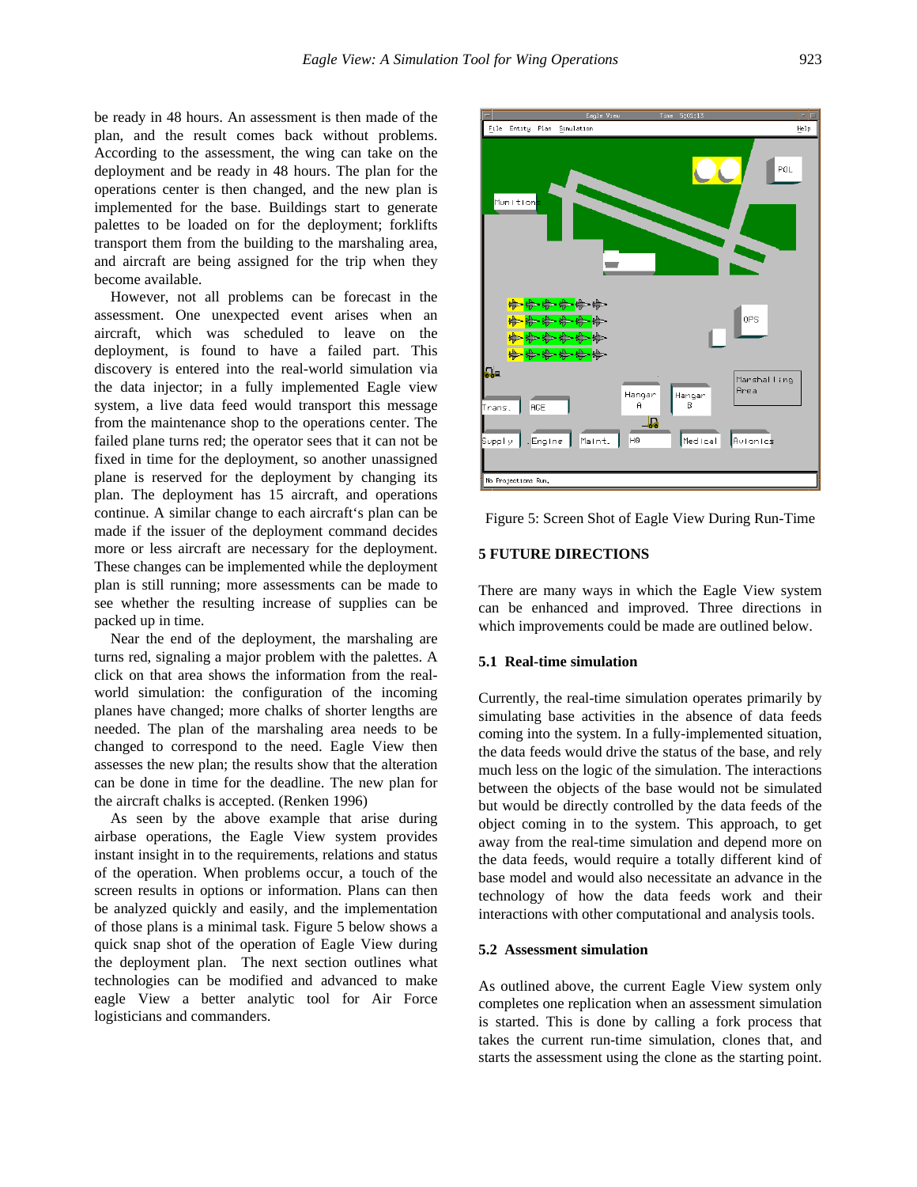be ready in 48 hours. An assessment is then made of the plan, and the result comes back without problems. According to the assessment, the wing can take on the deployment and be ready in 48 hours. The plan for the operations center is then changed, and the new plan is implemented for the base. Buildings start to generate palettes to be loaded on for the deployment; forklifts transport them from the building to the marshaling area, and aircraft are being assigned for the trip when they become available.

However, not all problems can be forecast in the assessment. One unexpected event arises when an aircraft, which was scheduled to leave on the deployment, is found to have a failed part. This discovery is entered into the real-world simulation via the data injector; in a fully implemented Eagle view system, a live data feed would transport this message from the maintenance shop to the operations center. The failed plane turns red; the operator sees that it can not be fixed in time for the deployment, so another unassigned plane is reserved for the deployment by changing its plan. The deployment has 15 aircraft, and operations continue. A similar change to each aircraft's plan can be made if the issuer of the deployment command decides more or less aircraft are necessary for the deployment. These changes can be implemented while the deployment plan is still running; more assessments can be made to see whether the resulting increase of supplies can be packed up in time.

Near the end of the deployment, the marshaling are turns red, signaling a major problem with the palettes. A click on that area shows the information from the real-world simulation: the configuration of the incoming planes have changed; more chalks of shorter lengths are needed. The plan of the marshaling area needs to be changed to correspond to the need. Eagle View then assesses the new plan; the results show that the alteration can be done in time for the deadline. The new plan for the aircraft chalks is accepted. (Renken 1996)

As seen by the above example that arise during airbase operations, the Eagle View system provides instant insight in to the requirements, relations and status of the operation. When problems occur, a touch of the screen results in options or information. Plans can then be analyzed quickly and easily, and the implementation of those plans is a minimal task. Figure 5 below shows a quick snap shot of the operation of Eagle View during the deployment plan. The next section outlines what technologies can be modified and advanced to make eagle View a better analytic tool for Air Force logisticians and commanders.

Figure 5: Screen Shot of Eagle View During Run-Time

## 5 FUTURE DIRECTIONS

There are many ways in which the Eagle View system can be enhanced and improved. Three directions in which improvements could be made are outlined below.

### 5.1 Real-time simulation

Currently, the real-time simulation operates primarily by simulating base activities in the absence of data feeds coming into the system. In a fully-implemented situation, the data feeds would drive the status of the base, and rely much less on the logic of the simulation. The interactions between the objects of the base would not be simulated but would be directly controlled by the data feeds of the object coming in to the system. This approach, to get away from the real-time simulation and depend more on the data feeds, would require a totally different kind of base model and would also necessitate an advance in the technology of how the data feeds work and their interactions with other computational and analysis tools.

### 5.2 Assessment simulation

As outlined above, the current Eagle View system only completes one replication when an assessment simulation is started. This is done by calling a fork process that takes the current run-time simulation, clones that, and starts the assessment using the clone as the starting point.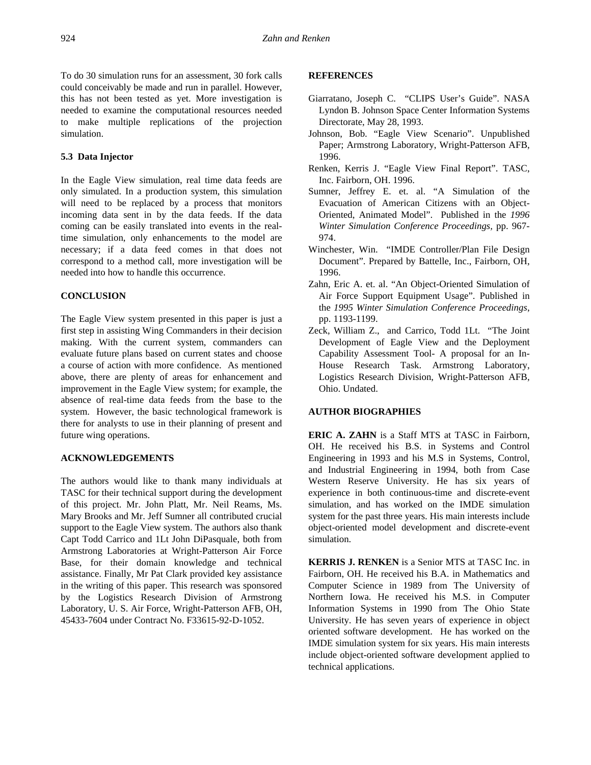To do 30 simulation runs for an assessment, 30 fork calls could conceivably be made and run in parallel. However, this has not been tested as yet. More investigation is needed to examine the computational resources needed to make multiple replications of the projection simulation.

### 5.3 Data Injector

In the Eagle View simulation, real time data feeds are only simulated. In a production system, this simulation will need to be replaced by a process that monitors incoming data sent in by the data feeds. If the data coming can be easily translated into events in the real-time simulation, only enhancements to the model are necessary; if a data feed comes in that does not correspond to a method call, more investigation will be needed into how to handle this occurrence.

## CONCLUSION

The Eagle View system presented in this paper is just a first step in assisting Wing Commanders in their decision making. With the current system, commanders can evaluate future plans based on current states and choose a course of action with more confidence. As mentioned above, there are plenty of areas for enhancement and improvement in the Eagle View system; for example, the absence of real-time data feeds from the base to the system. However, the basic technological framework is there for analysts to use in their planning of present and future wing operations.

## ACKNOWLEDGEMENTS

The authors would like to thank many individuals at TASC for their technical support during the development of this project. Mr. John Platt, Mr. Neil Reams, Ms. Mary Brooks and Mr. Jeff Sumner all contributed crucial support to the Eagle View system. The authors also thank Capt Todd Carrico and 1Lt John DiPasquale, both from Armstrong Laboratories at Wright-Patterson Air Force Base, for their domain knowledge and technical assistance. Finally, Mr Pat Clark provided key assistance in the writing of this paper. This research was sponsored by the Logistics Research Division of Armstrong Laboratory, U. S. Air Force, Wright-Patterson AFB, OH, 45433-7604 under Contract No. F33615-92-D-1052.

## REFERENCES

Giarratano, Joseph C. "CLIPS User's Guide". NASA Lyndon B. Johnson Space Center Information Systems Directorate, May 28, 1993.

Johnson, Bob. "Eagle View Scenario". Unpublished Paper; Armstrong Laboratory, Wright-Patterson AFB, 1996.

Renken, Kerris J. "Eagle View Final Report". TASC, Inc. Fairborn, OH. 1996.

Sumner, Jeffrey E. et. al. "A Simulation of the Evacuation of American Citizens with an Object-Oriented, Animated Model". Published in the *1996 Winter Simulation Conference Proceedings*, pp. 967-974.

Winchester, Win. "IMDE Controller/Plan File Design Document". Prepared by Battelle, Inc., Fairborn, OH, 1996.

Zahn, Eric A. et. al. "An Object-Oriented Simulation of Air Force Support Equipment Usage". Published in the *1995 Winter Simulation Conference Proceedings*, pp. 1193-1199.

Zeck, William Z., and Carrico, Todd 1Lt. "The Joint Development of Eagle View and the Deployment Capability Assessment Tool- A proposal for an In-House Research Task. Armstrong Laboratory, Logistics Research Division, Wright-Patterson AFB, Ohio. Undated.

## AUTHOR BIOGRAPHIES

**ERIC A. ZAHN** is a Staff MTS at TASC in Fairborn, OH. He received his B.S. in Systems and Control Engineering in 1993 and his M.S in Systems, Control, and Industrial Engineering in 1994, both from Case Western Reserve University. He has six years of experience in both continuous-time and discrete-event simulation, and has worked on the IMDE simulation system for the past three years. His main interests include object-oriented model development and discrete-event simulation.

**KERRIS J. RENKEN** is a Senior MTS at TASC Inc. in Fairborn, OH. He received his B.A. in Mathematics and Computer Science in 1989 from The University of Northern Iowa. He received his M.S. in Computer Information Systems in 1990 from The Ohio State University. He has seven years of experience in object oriented software development. He has worked on the IMDE simulation system for six years. His main interests include object-oriented software development applied to technical applications.